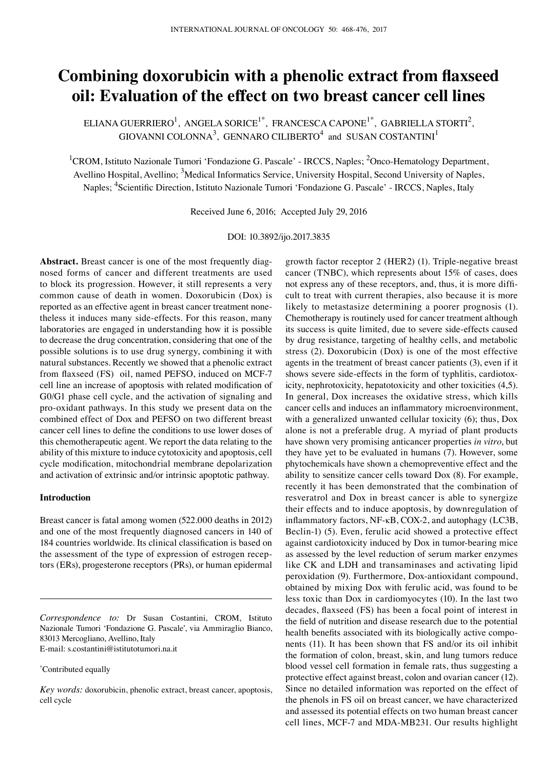# Combining doxorubicin with a phenolic extract from flaxseed oil: Evaluation of the effect on two breast cancer cell lines

ELIANA GUERRIERO[1], ANGELA SORICE[1*], FRANCESCA CAPONE[1*], GABRIELLA STORTI[2], GIOVANNI COLONNA[3], GENNARO CILIBERTO[4] and SUSAN COSTANTINI[1]

[1]CROM, Istituto Nazionale Tumori 'Fondazione G. Pascale' - IRCCS, Naples; [2]Onco-Hematology Department, Avellino Hospital, Avellino; [3]Medical Informatics Service, University Hospital, Second University of Naples, Naples; [4]Scientific Direction, Istituto Nazionale Tumori 'Fondazione G. Pascale' - IRCCS, Naples, Italy

Received June 6, 2016; Accepted July 29, 2016

DOI: 10.3892/ijo.2017.3835

**Abstract.** Breast cancer is one of the most frequently diagnosed forms of cancer and different treatments are used to block its progression. However, it still represents a very common cause of death in women. Doxorubicin (Dox) is reported as an effective agent in breast cancer treatment nonetheless it induces many side-effects. For this reason, many laboratories are engaged in understanding how it is possible to decrease the drug concentration, considering that one of the possible solutions is to use drug synergy, combining it with natural substances. Recently we showed that a phenolic extract from flaxseed (FS) oil, named PEFSO, induced on MCF-7 cell line an increase of apoptosis with related modification of G0/G1 phase cell cycle, and the activation of signaling and pro-oxidant pathways. In this study we present data on the combined effect of Dox and PEFSO on two different breast cancer cell lines to define the conditions to use lower doses of this chemotherapeutic agent. We report the data relating to the ability of this mixture to induce cytotoxicity and apoptosis, cell cycle modification, mitochondrial membrane depolarization and activation of extrinsic and/or intrinsic apoptotic pathway.

## Introduction

Breast cancer is fatal among women (522.000 deaths in 2012) and one of the most frequently diagnosed cancers in 140 of 184 countries worldwide. Its clinical classification is based on the assessment of the type of expression of estrogen receptors (ERs), progesterone receptors (PRs), or human epidermal growth factor receptor 2 (HER2) (1). Triple-negative breast cancer (TNBC), which represents about 15% of cases, does not express any of these receptors, and, thus, it is more difficult to treat with current therapies, also because it is more likely to metastasize determining a poorer prognosis (1). Chemotherapy is routinely used for cancer treatment although its success is quite limited, due to severe side-effects caused by drug resistance, targeting of healthy cells, and metabolic stress (2). Doxorubicin (Dox) is one of the most effective agents in the treatment of breast cancer patients (3), even if it shows severe side-effects in the form of typhlitis, cardiotoxicity, nephrotoxicity, hepatotoxicity and other toxicities (4,5). In general, Dox increases the oxidative stress, which kills cancer cells and induces an inflammatory microenvironment, with a generalized unwanted cellular toxicity (6); thus, Dox alone is not a preferable drug. A myriad of plant products have shown very promising anticancer properties *in vitro*, but they have yet to be evaluated in humans (7). However, some phytochemicals have shown a chemopreventive effect and the ability to sensitize cancer cells toward Dox (8). For example, recently it has been demonstrated that the combination of resveratrol and Dox in breast cancer is able to synergize their effects and to induce apoptosis, by downregulation of inflammatory factors, NF-κB, COX-2, and autophagy (LC3B, Beclin-1) (5). Even, ferulic acid showed a protective effect against cardiotoxicity induced by Dox in tumor-bearing mice as assessed by the level reduction of serum marker enzymes like CK and LDH and transaminases and activating lipid peroxidation (9). Furthermore, Dox-antioxidant compound, obtained by mixing Dox with ferulic acid, was found to be less toxic than Dox in cardiomyocytes (10). In the last two decades, flaxseed (FS) has been a focal point of interest in the field of nutrition and disease research due to the potential health benefits associated with its biologically active components (11). It has been shown that FS and/or its oil inhibit the formation of colon, breast, skin, and lung tumors reduce blood vessel cell formation in female rats, thus suggesting a protective effect against breast, colon and ovarian cancer (12). Since no detailed information was reported on the effect of the phenols in FS oil on breast cancer, we have characterized and assessed its potential effects on two human breast cancer cell lines, MCF-7 and MDA-MB231. Our results highlight

*Correspondence to:* Dr Susan Costantini, CROM, Istituto Nazionale Tumori 'Fondazione G. Pascale', via Ammiraglio Bianco, 83013 Mercogliano, Avellino, Italy
E-mail: s.costantini@istitutotumori.na.it

*Contributed equally

*Key words:* doxorubicin, phenolic extract, breast cancer, apoptosis, cell cycle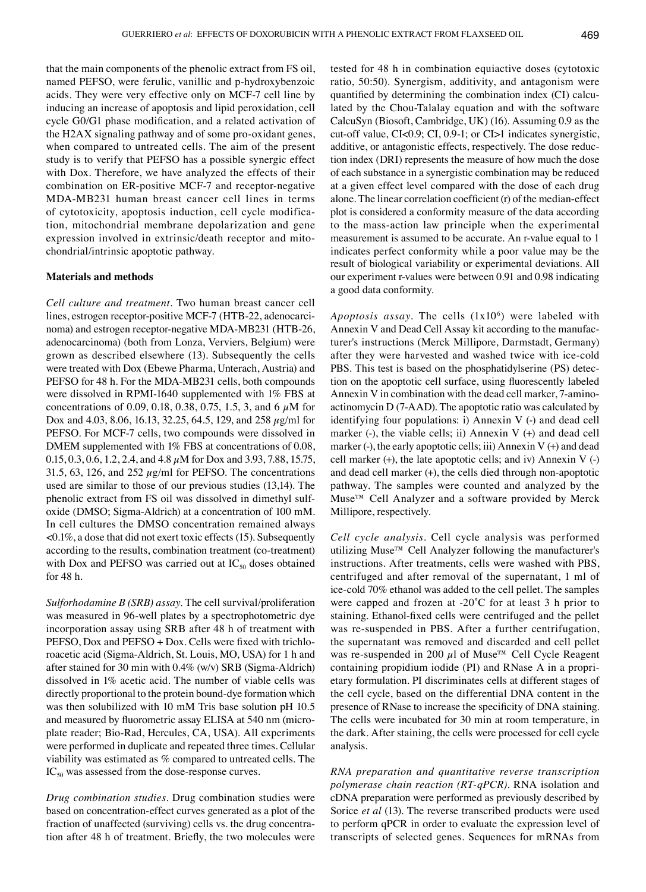that the main components of the phenolic extract from FS oil, named PEFSO, were ferulic, vanillic and p-hydroxybenzoic acids. They were very effective only on MCF-7 cell line by inducing an increase of apoptosis and lipid peroxidation, cell cycle G0/G1 phase modification, and a related activation of the H2AX signaling pathway and of some pro-oxidant genes, when compared to untreated cells. The aim of the present study is to verify that PEFSO has a possible synergic effect with Dox. Therefore, we have analyzed the effects of their combination on ER-positive MCF-7 and receptor-negative MDA-MB231 human breast cancer cell lines in terms of cytotoxicity, apoptosis induction, cell cycle modification, mitochondrial membrane depolarization and gene expression involved in extrinsic/death receptor and mitochondrial/intrinsic apoptotic pathway.

## Materials and methods

*Cell culture and treatment*. Two human breast cancer cell lines, estrogen receptor-positive MCF-7 (HTB-22, adenocarcinoma) and estrogen receptor-negative MDA-MB231 (HTB-26, adenocarcinoma) (both from Lonza, Verviers, Belgium) were grown as described elsewhere (13). Subsequently the cells were treated with Dox (Ebewe Pharma, Unterach, Austria) and PEFSO for 48 h. For the MDA-MB231 cells, both compounds were dissolved in RPMI-1640 supplemented with 1% FBS at concentrations of 0.09, 0.18, 0.38, 0.75, 1.5, 3, and 6 $\mu$M for Dox and 4.03, 8.06, 16.13, 32.25, 64.5, 129, and 258 $\mu$g/ml for PEFSO. For MCF-7 cells, two compounds were dissolved in DMEM supplemented with 1% FBS at concentrations of 0.08, 0.15, 0.3, 0.6, 1.2, 2.4, and 4.8 $\mu$M for Dox and 3.93, 7.88, 15.75, 31.5, 63, 126, and 252 $\mu$g/ml for PEFSO. The concentrations used are similar to those of our previous studies (13,14). The phenolic extract from FS oil was dissolved in dimethyl sulfoxide (DMSO; Sigma-Aldrich) at a concentration of 100 mM. In cell cultures the DMSO concentration remained always <0.1%, a dose that did not exert toxic effects (15). Subsequently according to the results, combination treatment (co-treatment) with Dox and PEFSO was carried out at $IC_{50}$ doses obtained for 48 h.

*Sulforhodamine B (SRB) assay*. The cell survival/proliferation was measured in 96-well plates by a spectrophotometric dye incorporation assay using SRB after 48 h of treatment with PEFSO, Dox and PEFSO + Dox. Cells were fixed with trichloroacetic acid (Sigma-Aldrich, St. Louis, MO, USA) for 1 h and after stained for 30 min with 0.4% (w/v) SRB (Sigma-Aldrich) dissolved in 1% acetic acid. The number of viable cells was directly proportional to the protein bound-dye formation which was then solubilized with 10 mM Tris base solution pH 10.5 and measured by fluorometric assay ELISA at 540 nm (microplate reader; Bio-Rad, Hercules, CA, USA). All experiments were performed in duplicate and repeated three times. Cellular viability was estimated as % compared to untreated cells. The $IC_{50}$ was assessed from the dose-response curves.

*Drug combination studies*. Drug combination studies were based on concentration-effect curves generated as a plot of the fraction of unaffected (surviving) cells vs. the drug concentration after 48 h of treatment. Briefly, the two molecules were tested for 48 h in combination equiactive doses (cytotoxic ratio, 50:50). Synergism, additivity, and antagonism were quantified by determining the combination index (CI) calculated by the Chou-Talalay equation and with the software CalcuSyn (Biosoft, Cambridge, UK) (16). Assuming 0.9 as the cut-off value, CI<0.9; CI, 0.9-1; or CI>1 indicates synergistic, additive, or antagonistic effects, respectively. The dose reduction index (DRI) represents the measure of how much the dose of each substance in a synergistic combination may be reduced at a given effect level compared with the dose of each drug alone. The linear correlation coefficient (r) of the median-effect plot is considered a conformity measure of the data according to the mass-action law principle when the experimental measurement is assumed to be accurate. An r-value equal to 1 indicates perfect conformity while a poor value may be the result of biological variability or experimental deviations. All our experiment r-values were between 0.91 and 0.98 indicating a good data conformity.

*Apoptosis assay*. The cells ($1\times10^6$) were labeled with Annexin V and Dead Cell Assay kit according to the manufacturer's instructions (Merck Millipore, Darmstadt, Germany) after they were harvested and washed twice with ice-cold PBS. This test is based on the phosphatidylserine (PS) detection on the apoptotic cell surface, using fluorescently labeled Annexin V in combination with the dead cell marker, 7-aminoactinomycin D (7-AAD). The apoptotic ratio was calculated by identifying four populations: i) Annexin V (-) and dead cell marker (-), the viable cells; ii) Annexin V (+) and dead cell marker (-), the early apoptotic cells; iii) Annexin V (+) and dead cell marker (+), the late apoptotic cells; and iv) Annexin V (-) and dead cell marker (+), the cells died through non-apoptotic pathway. The samples were counted and analyzed by the Muse™ Cell Analyzer and a software provided by Merck Millipore, respectively.

*Cell cycle analysis*. Cell cycle analysis was performed utilizing Muse™ Cell Analyzer following the manufacturer's instructions. After treatments, cells were washed with PBS, centrifuged and after removal of the supernatant, 1 ml of ice-cold 70% ethanol was added to the cell pellet. The samples were capped and frozen at -20˚C for at least 3 h prior to staining. Ethanol-fixed cells were centrifuged and the pellet was re-suspended in PBS. After a further centrifugation, the supernatant was removed and discarded and cell pellet was re-suspended in 200 $\mu$l of Muse™ Cell Cycle Reagent containing propidium iodide (PI) and RNase A in a proprietary formulation. PI discriminates cells at different stages of the cell cycle, based on the differential DNA content in the presence of RNase to increase the specificity of DNA staining. The cells were incubated for 30 min at room temperature, in the dark. After staining, the cells were processed for cell cycle analysis.

*RNA preparation and quantitative reverse transcription polymerase chain reaction (RT-qPCR)*. RNA isolation and cDNA preparation were performed as previously described by Sorice *et al* (13). The reverse transcribed products were used to perform qPCR in order to evaluate the expression level of transcripts of selected genes. Sequences for mRNAs from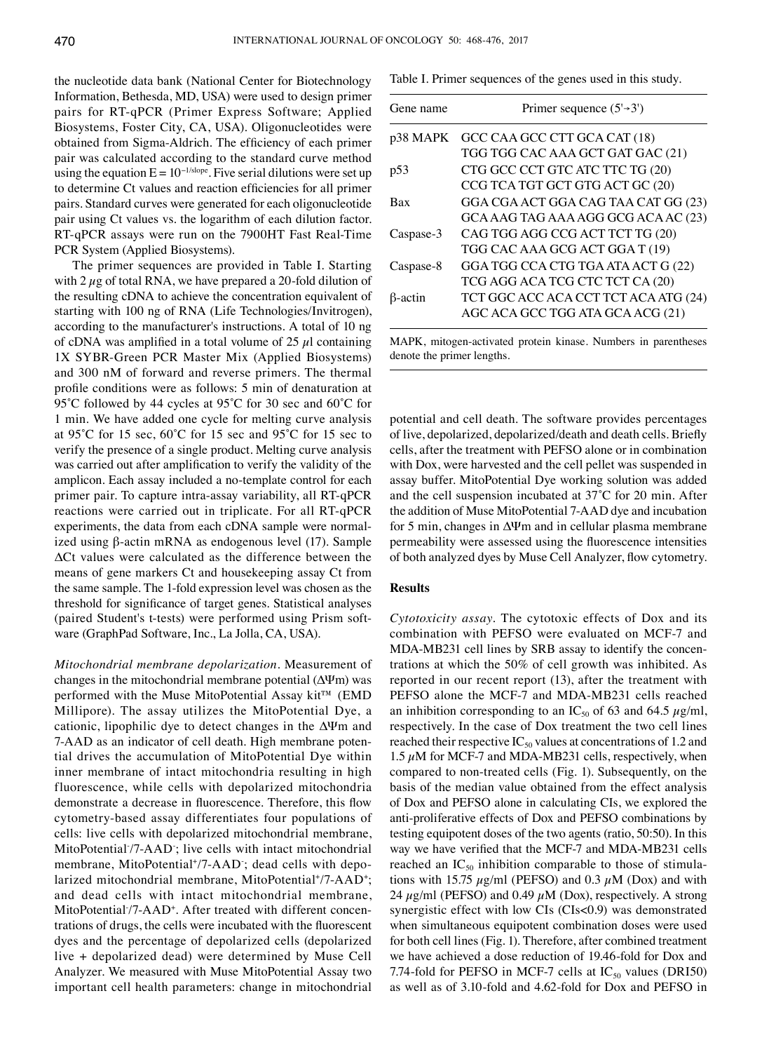the nucleotide data bank (National Center for Biotechnology Information, Bethesda, MD, USA) were used to design primer pairs for RT-qPCR (Primer Express Software; Applied Biosystems, Foster City, CA, USA). Oligonucleotides were obtained from Sigma-Aldrich. The efficiency of each primer pair was calculated according to the standard curve method using the equation $E = 10^{-1/slope}$. Five serial dilutions were set up to determine Ct values and reaction efficiencies for all primer pairs. Standard curves were generated for each oligonucleotide pair using Ct values vs. the logarithm of each dilution factor. RT-qPCR assays were run on the 7900HT Fast Real-Time PCR System (Applied Biosystems).

The primer sequences are provided in Table I. Starting with 2 $\mu$g of total RNA, we have prepared a 20-fold dilution of the resulting cDNA to achieve the concentration equivalent of starting with 100 ng of RNA (Life Technologies/Invitrogen), according to the manufacturer's instructions. A total of 10 ng of cDNA was amplified in a total volume of 25 $\mu$l containing 1X SYBR-Green PCR Master Mix (Applied Biosystems) and 300 nM of forward and reverse primers. The thermal profile conditions were as follows: 5 min of denaturation at 95˚C followed by 44 cycles at 95˚C for 30 sec and 60˚C for 1 min. We have added one cycle for melting curve analysis at 95˚C for 15 sec, 60˚C for 15 sec and 95˚C for 15 sec to verify the presence of a single product. Melting curve analysis was carried out after amplification to verify the validity of the amplicon. Each assay included a no-template control for each primer pair. To capture intra-assay variability, all RT-qPCR reactions were carried out in triplicate. For all RT-qPCR experiments, the data from each cDNA sample were normalized using β-actin mRNA as endogenous level (17). Sample ΔCt values were calculated as the difference between the means of gene markers Ct and housekeeping assay Ct from the same sample. The 1-fold expression level was chosen as the threshold for significance of target genes. Statistical analyses (paired Student's t-tests) were performed using Prism software (GraphPad Software, Inc., La Jolla, CA, USA).

*Mitochondrial membrane depolarization*. Measurement of changes in the mitochondrial membrane potential (ΔΨm) was performed with the Muse MitoPotential Assay kit™ (EMD Millipore). The assay utilizes the MitoPotential Dye, a cationic, lipophilic dye to detect changes in the ΔΨm and 7-AAD as an indicator of cell death. High membrane potential drives the accumulation of MitoPotential Dye within inner membrane of intact mitochondria resulting in high fluorescence, while cells with depolarized mitochondria demonstrate a decrease in fluorescence. Therefore, this flow cytometry-based assay differentiates four populations of cells: live cells with depolarized mitochondrial membrane, MitoPotential$^-$/7-AAD$^-$; live cells with intact mitochondrial membrane, MitoPotential$^+$/7-AAD$^-$; dead cells with depolarized mitochondrial membrane, MitoPotential$^+$/7-AAD$^+$; and dead cells with intact mitochondrial membrane, MitoPotential$^-$/7-AAD$^+$. After treated with different concentrations of drugs, the cells were incubated with the fluorescent dyes and the percentage of depolarized cells (depolarized live + depolarized dead) were determined by Muse Cell Analyzer. We measured with Muse MitoPotential Assay two important cell health parameters: change in mitochondrial potential and cell death. The software provides percentages of live, depolarized, depolarized/death and death cells. Briefly cells, after the treatment with PEFSO alone or in combination with Dox, were harvested and the cell pellet was suspended in assay buffer. MitoPotential Dye working solution was added and the cell suspension incubated at 37˚C for 20 min. After the addition of Muse MitoPotential 7-AAD dye and incubation for 5 min, changes in ΔΨm and in cellular plasma membrane permeability were assessed using the fluorescence intensities of both analyzed dyes by Muse Cell Analyzer, flow cytometry.

Table I. Primer sequences of the genes used in this study.

| Gene name | Primer sequence (5'→3') |
|---|---|
| p38 MAPK | GCC CAA GCC CTT GCA CAT (18) |
| | TGG TGG CAC AAA GCT GAT GAC (21) |
| p53 | CTG GCC CCT GTC ATC TTC TG (20) |
| | CCG TCA TGT GCT GTG ACT GC (20) |
| Bax | GGA CGA ACT GGA CAG TAA CAT GG (23) |
| | GCA AAG TAG AAA AGG GCG ACA AC (23) |
| Caspase-3 | CAG TGG AGG CCG ACT TCT TG (20) |
| | TGG CAC AAA GCG ACT GGA T (19) |
| Caspase-8 | GGA TGG CCA CTG TGA ATA ACT G (22) |
| | TCG AGG ACA TCG CTC TCT CA (20) |
| β-actin | TCT GGC ACC ACA CCT TCT ACA ATG (24) |
| | AGC ACA GCC TGG ATA GCA ACG (21) |

MAPK, mitogen-activated protein kinase. Numbers in parentheses denote the primer lengths.

## Results

*Cytotoxicity assay*. The cytotoxic effects of Dox and its combination with PEFSO were evaluated on MCF-7 and MDA-MB231 cell lines by SRB assay to identify the concentrations at which the 50% of cell growth was inhibited. As reported in our recent report (13), after the treatment with PEFSO alone the MCF-7 and MDA-MB231 cells reached an inhibition corresponding to an $IC_{50}$ of 63 and 64.5 $\mu$g/ml, respectively. In the case of Dox treatment the two cell lines reached their respective $IC_{50}$ values at concentrations of 1.2 and 1.5 $\mu$M for MCF-7 and MDA-MB231 cells, respectively, when compared to non-treated cells (Fig. 1). Subsequently, on the basis of the median value obtained from the effect analysis of Dox and PEFSO alone in calculating CIs, we explored the anti-proliferative effects of Dox and PEFSO combinations by testing equipotent doses of the two agents (ratio, 50:50). In this way we have verified that the MCF-7 and MDA-MB231 cells reached an $IC_{50}$ inhibition comparable to those of stimulations with 15.75 $\mu$g/ml (PEFSO) and 0.3 $\mu$M (Dox) and with 24 $\mu$g/ml (PEFSO) and 0.49 $\mu$M (Dox), respectively. A strong synergistic effect with low CIs (CIs<0.9) was demonstrated when simultaneous equipotent combination doses were used for both cell lines (Fig. 1). Therefore, after combined treatment we have achieved a dose reduction of 19.46-fold for Dox and 7.74-fold for PEFSO in MCF-7 cells at $IC_{50}$ values (DRI50) as well as of 3.10-fold and 4.62-fold for Dox and PEFSO in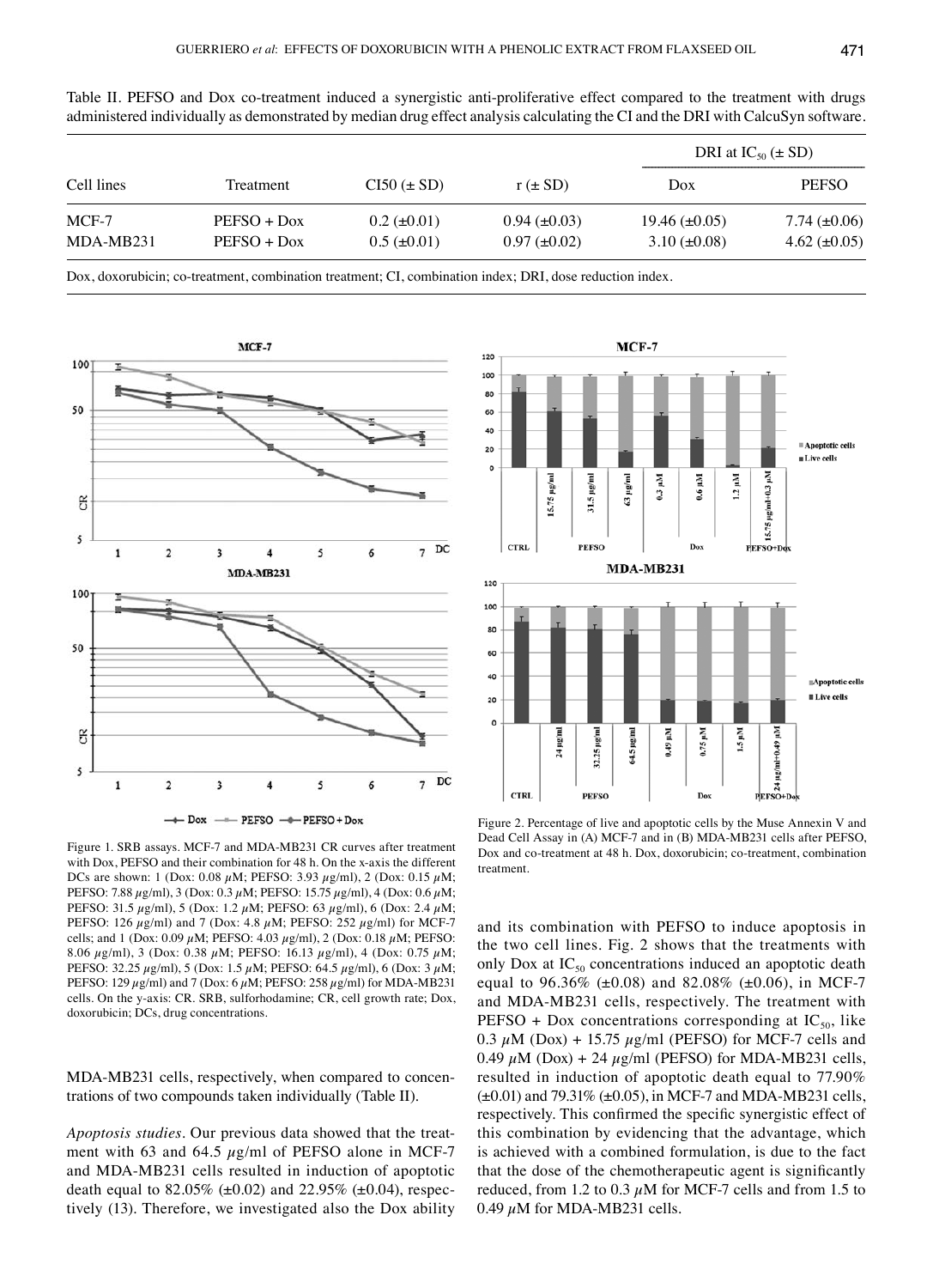Table II. PEFSO and Dox co-treatment induced a synergistic anti-proliferative effect compared to the treatment with drugs administered individually as demonstrated by median drug effect analysis calculating the CI and the DRI with CalcuSyn software.

| Cell lines | Treatment | CI50 (± SD) | r (± SD) | DRI at $IC_{50}$ (± SD) | |
|---|---|---|---|---|---|
| | | | | Dox | PEFSO |
| MCF-7 | PEFSO + Dox | 0.2 (±0.01) | 0.94 (±0.03) | 19.46 (±0.05) | 7.74 (±0.06) |
| MDA-MB231 | PEFSO + Dox | 0.5 (±0.01) | 0.97 (±0.02) | 3.10 (±0.08) | 4.62 (±0.05) |

Dox, doxorubicin; co-treatment, combination treatment; CI, combination index; DRI, dose reduction index.

Figure 1. SRB assays. MCF-7 and MDA-MB231 CR curves after treatment with Dox, PEFSO and their combination for 48 h. On the x-axis the different DCs are shown: 1 (Dox: 0.08 $\mu$M; PEFSO: 3.93 $\mu$g/ml), 2 (Dox: 0.15 $\mu$M; PEFSO: 7.88 $\mu$g/ml), 3 (Dox: 0.3 $\mu$M; PEFSO: 15.75 $\mu$g/ml), 4 (Dox: 0.6 $\mu$M; PEFSO: 31.5 $\mu$g/ml), 5 (Dox: 1.2 $\mu$M; PEFSO: 63 $\mu$g/ml), 6 (Dox: 2.4 $\mu$M; PEFSO: 126 $\mu$g/ml) and 7 (Dox: 4.8 $\mu$M; PEFSO: 252 $\mu$g/ml) for MCF-7 cells; and 1 (Dox: 0.09 $\mu$M; PEFSO: 4.03 $\mu$g/ml), 2 (Dox: 0.18 $\mu$M; PEFSO: 8.06 $\mu$g/ml), 3 (Dox: 0.38 $\mu$M; PEFSO: 16.13 $\mu$g/ml), 4 (Dox: 0.75 $\mu$M; PEFSO: 32.25 $\mu$g/ml), 5 (Dox: 1.5 $\mu$M; PEFSO: 64.5 $\mu$g/ml), 6 (Dox: 3 $\mu$M; PEFSO: 129 $\mu$g/ml) and 7 (Dox: 6 $\mu$M; PEFSO: 258 $\mu$g/ml) for MDA-MB231 cells. On the y-axis: CR. SRB, sulforhodamine; CR, cell growth rate; Dox, doxorubicin; DCs, drug concentrations.

Figure 2. Percentage of live and apoptotic cells by the Muse Annexin V and Dead Cell Assay in (A) MCF-7 and in (B) MDA-MB231 cells after PEFSO, Dox and co-treatment at 48 h. Dox, doxorubicin; co-treatment, combination treatment.

MDA-MB231 cells, respectively, when compared to concentrations of two compounds taken individually (Table II).

*Apoptosis studies*. Our previous data showed that the treatment with 63 and 64.5 $\mu$g/ml of PEFSO alone in MCF-7 and MDA-MB231 cells resulted in induction of apoptotic death equal to 82.05% (±0.02) and 22.95% (±0.04), respectively (13). Therefore, we investigated also the Dox ability and its combination with PEFSO to induce apoptosis in the two cell lines. Fig. 2 shows that the treatments with only Dox at $IC_{50}$ concentrations induced an apoptotic death equal to 96.36% (±0.08) and 82.08% (±0.06), in MCF-7 and MDA-MB231 cells, respectively. The treatment with PEFSO + Dox concentrations corresponding at $IC_{50}$, like 0.3 $\mu$M (Dox) + 15.75 $\mu$g/ml (PEFSO) for MCF-7 cells and 0.49 $\mu$M (Dox) + 24 $\mu$g/ml (PEFSO) for MDA-MB231 cells, resulted in induction of apoptotic death equal to 77.90% (±0.01) and 79.31% (±0.05), in MCF-7 and MDA-MB231 cells, respectively. This confirmed the specific synergistic effect of this combination by evidencing that the advantage, which is achieved with a combined formulation, is due to the fact that the dose of the chemotherapeutic agent is significantly reduced, from 1.2 to 0.3 $\mu$M for MCF-7 cells and from 1.5 to 0.49 $\mu$M for MDA-MB231 cells.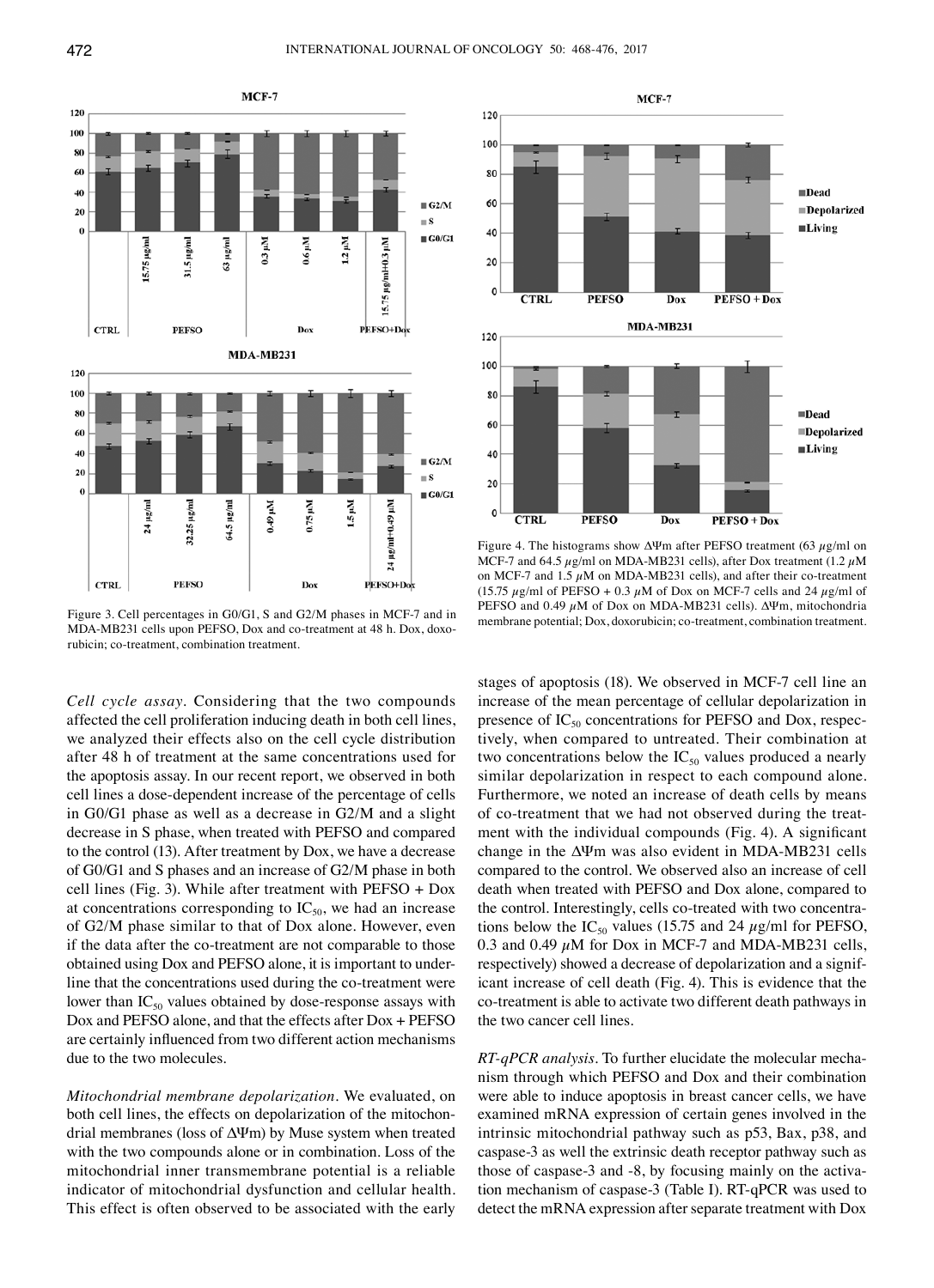Figure 3. Cell percentages in G0/G1, S and G2/M phases in MCF-7 and in MDA-MB231 cells upon PEFSO, Dox and co-treatment at 48 h. Dox, doxorubicin; co-treatment, combination treatment.

Figure 4. The histograms show ΔΨm after PEFSO treatment (63 µg/ml on MCF-7 and 64.5 µg/ml on MDA-MB231 cells), after Dox treatment (1.2 µM on MCF-7 and 1.5 µM on MDA-MB231 cells), and after their co-treatment (15.75 µg/ml of PEFSO + 0.3 µM of Dox on MCF-7 cells and 24 µg/ml of PEFSO and 0.49 µM of Dox on MDA-MB231 cells). ΔΨm, mitochondria membrane potential; Dox, doxorubicin; co-treatment, combination treatment.

*Cell cycle assay.* Considering that the two compounds affected the cell proliferation inducing death in both cell lines, we analyzed their effects also on the cell cycle distribution after 48 h of treatment at the same concentrations used for the apoptosis assay. In our recent report, we observed in both cell lines a dose-dependent increase of the percentage of cells in G0/G1 phase as well as a decrease in G2/M and a slight decrease in S phase, when treated with PEFSO and compared to the control (13). After treatment by Dox, we have a decrease of G0/G1 and S phases and an increase of G2/M phase in both cell lines (Fig. 3). While after treatment with PEFSO + Dox at concentrations corresponding to $IC_{50}$, we had an increase of G2/M phase similar to that of Dox alone. However, even if the data after the co-treatment are not comparable to those obtained using Dox and PEFSO alone, it is important to underline that the concentrations used during the co-treatment were lower than $IC_{50}$ values obtained by dose-response assays with Dox and PEFSO alone, and that the effects after Dox + PEFSO are certainly influenced from two different action mechanisms due to the two molecules.

*Mitochondrial membrane depolarization.* We evaluated, on both cell lines, the effects on depolarization of the mitochondrial membranes (loss of ΔΨm) by Muse system when treated with the two compounds alone or in combination. Loss of the mitochondrial inner transmembrane potential is a reliable indicator of mitochondrial dysfunction and cellular health. This effect is often observed to be associated with the early stages of apoptosis (18). We observed in MCF-7 cell line an increase of the mean percentage of cellular depolarization in presence of $IC_{50}$ concentrations for PEFSO and Dox, respectively, when compared to untreated. Their combination at two concentrations below the $IC_{50}$ values produced a nearly similar depolarization in respect to each compound alone. Furthermore, we noted an increase of death cells by means of co-treatment that we had not observed during the treatment with the individual compounds (Fig. 4). A significant change in the ΔΨm was also evident in MDA-MB231 cells compared to the control. We observed also an increase of cell death when treated with PEFSO and Dox alone, compared to the control. Interestingly, cells co-treated with two concentrations below the $IC_{50}$ values (15.75 and 24 µg/ml for PEFSO, 0.3 and 0.49 µM for Dox in MCF-7 and MDA-MB231 cells, respectively) showed a decrease of depolarization and a significant increase of cell death (Fig. 4). This is evidence that the co-treatment is able to activate two different death pathways in the two cancer cell lines.

*RT-qPCR analysis.* To further elucidate the molecular mechanism through which PEFSO and Dox and their combination were able to induce apoptosis in breast cancer cells, we have examined mRNA expression of certain genes involved in the intrinsic mitochondrial pathway such as p53, Bax, p38, and caspase-3 as well the extrinsic death receptor pathway such as those of caspase-3 and -8, by focusing mainly on the activation mechanism of caspase-3 (Table I). RT-qPCR was used to detect the mRNA expression after separate treatment with Dox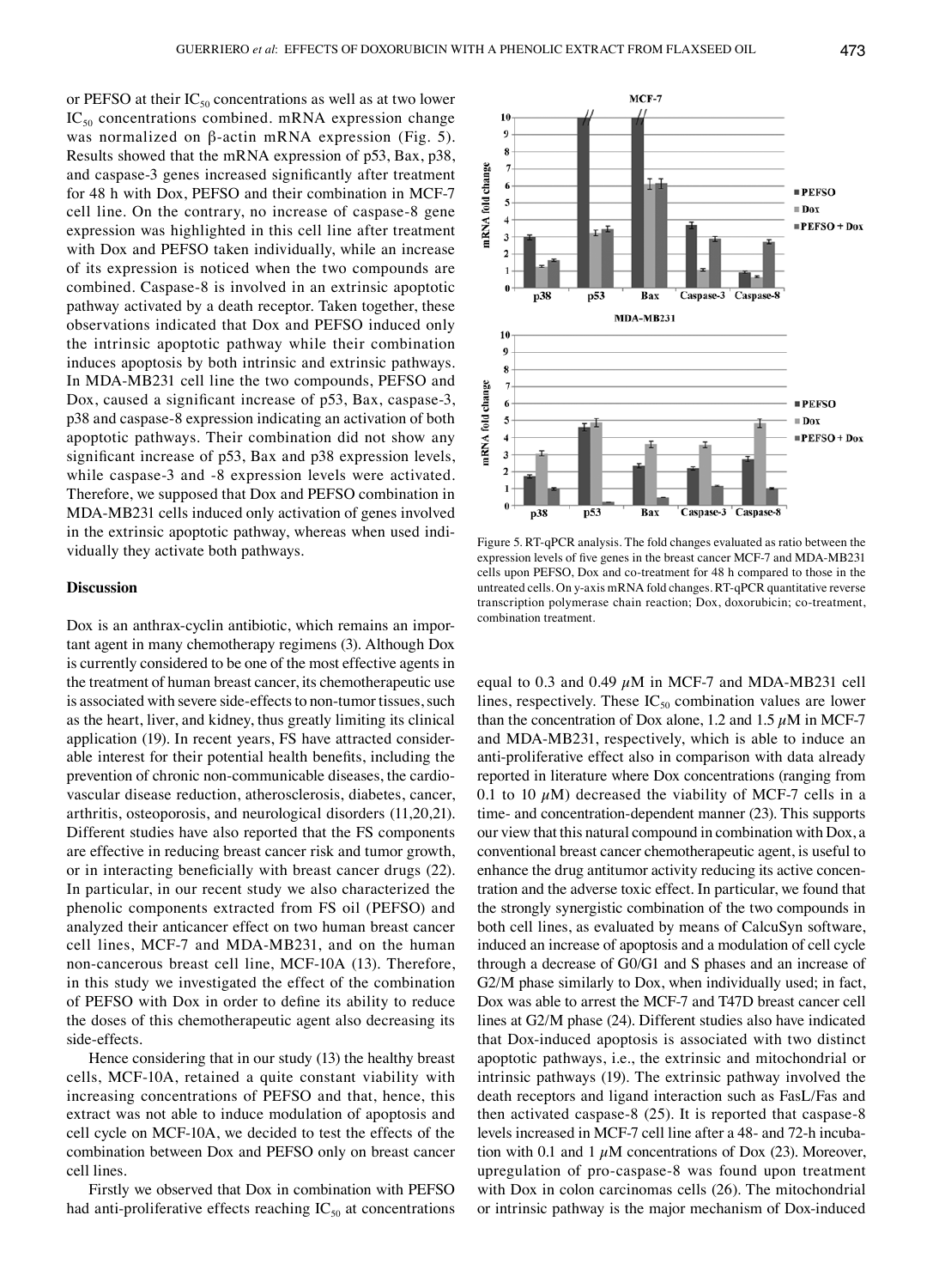or PEFSO at their $IC_{50}$ concentrations as well as at two lower $IC_{50}$ concentrations combined. mRNA expression change was normalized on β-actin mRNA expression (Fig. 5). Results showed that the mRNA expression of p53, Bax, p38, and caspase-3 genes increased significantly after treatment for 48 h with Dox, PEFSO and their combination in MCF-7 cell line. On the contrary, no increase of caspase-8 gene expression was highlighted in this cell line after treatment with Dox and PEFSO taken individually, while an increase of its expression is noticed when the two compounds are combined. Caspase-8 is involved in an extrinsic apoptotic pathway activated by a death receptor. Taken together, these observations indicated that Dox and PEFSO induced only the intrinsic apoptotic pathway while their combination induces apoptosis by both intrinsic and extrinsic pathways. In MDA-MB231 cell line the two compounds, PEFSO and Dox, caused a significant increase of p53, Bax, caspase-3, p38 and caspase-8 expression indicating an activation of both apoptotic pathways. Their combination did not show any significant increase of p53, Bax and p38 expression levels, while caspase-3 and -8 expression levels were activated. Therefore, we supposed that Dox and PEFSO combination in MDA-MB231 cells induced only activation of genes involved in the extrinsic apoptotic pathway, whereas when used individually they activate both pathways.

Figure 5. RT-qPCR analysis. The fold changes evaluated as ratio between the expression levels of five genes in the breast cancer MCF-7 and MDA-MB231 cells upon PEFSO, Dox and co-treatment for 48 h compared to those in the untreated cells. On y-axis mRNA fold changes. RT-qPCR quantitative reverse transcription polymerase chain reaction; Dox, doxorubicin; co-treatment, combination treatment.

## Discussion

Dox is an anthrax-cyclin antibiotic, which remains an important agent in many chemotherapy regimens (3). Although Dox is currently considered to be one of the most effective agents in the treatment of human breast cancer, its chemotherapeutic use is associated with severe side-effects to non-tumor tissues, such as the heart, liver, and kidney, thus greatly limiting its clinical application (19). In recent years, FS have attracted considerable interest for their potential health benefits, including the prevention of chronic non-communicable diseases, the cardiovascular disease reduction, atherosclerosis, diabetes, cancer, arthritis, osteoporosis, and neurological disorders (11,20,21). Different studies have also reported that the FS components are effective in reducing breast cancer risk and tumor growth, or in interacting beneficially with breast cancer drugs (22). In particular, in our recent study we also characterized the phenolic components extracted from FS oil (PEFSO) and analyzed their anticancer effect on two human breast cancer cell lines, MCF-7 and MDA-MB231, and on the human non-cancerous breast cell line, MCF-10A (13). Therefore, in this study we investigated the effect of the combination of PEFSO with Dox in order to define its ability to reduce the doses of this chemotherapeutic agent also decreasing its side-effects.

Hence considering that in our study (13) the healthy breast cells, MCF-10A, retained a quite constant viability with increasing concentrations of PEFSO and that, hence, this extract was not able to induce modulation of apoptosis and cell cycle on MCF-10A, we decided to test the effects of the combination between Dox and PEFSO only on breast cancer cell lines.

Firstly we observed that Dox in combination with PEFSO had anti-proliferative effects reaching $IC_{50}$ at concentrations equal to 0.3 and 0.49 $\mu$M in MCF-7 and MDA-MB231 cell lines, respectively. These $IC_{50}$ combination values are lower than the concentration of Dox alone, 1.2 and 1.5 $\mu$M in MCF-7 and MDA-MB231, respectively, which is able to induce an anti-proliferative effect also in comparison with data already reported in literature where Dox concentrations (ranging from 0.1 to 10 $\mu$M) decreased the viability of MCF-7 cells in a time- and concentration-dependent manner (23). This supports our view that this natural compound in combination with Dox, a conventional breast cancer chemotherapeutic agent, is useful to enhance the drug antitumor activity reducing its active concentration and the adverse toxic effect. In particular, we found that the strongly synergistic combination of the two compounds in both cell lines, as evaluated by means of CalcuSyn software, induced an increase of apoptosis and a modulation of cell cycle through a decrease of G0/G1 and S phases and an increase of G2/M phase similarly to Dox, when individually used; in fact, Dox was able to arrest the MCF-7 and T47D breast cancer cell lines at G2/M phase (24). Different studies also have indicated that Dox-induced apoptosis is associated with two distinct apoptotic pathways, i.e., the extrinsic and mitochondrial or intrinsic pathways (19). The extrinsic pathway involved the death receptors and ligand interaction such as FasL/Fas and then activated caspase-8 (25). It is reported that caspase-8 levels increased in MCF-7 cell line after a 48- and 72-h incubation with 0.1 and 1 $\mu$M concentrations of Dox (23). Moreover, upregulation of pro-caspase-8 was found upon treatment with Dox in colon carcinomas cells (26). The mitochondrial or intrinsic pathway is the major mechanism of Dox-induced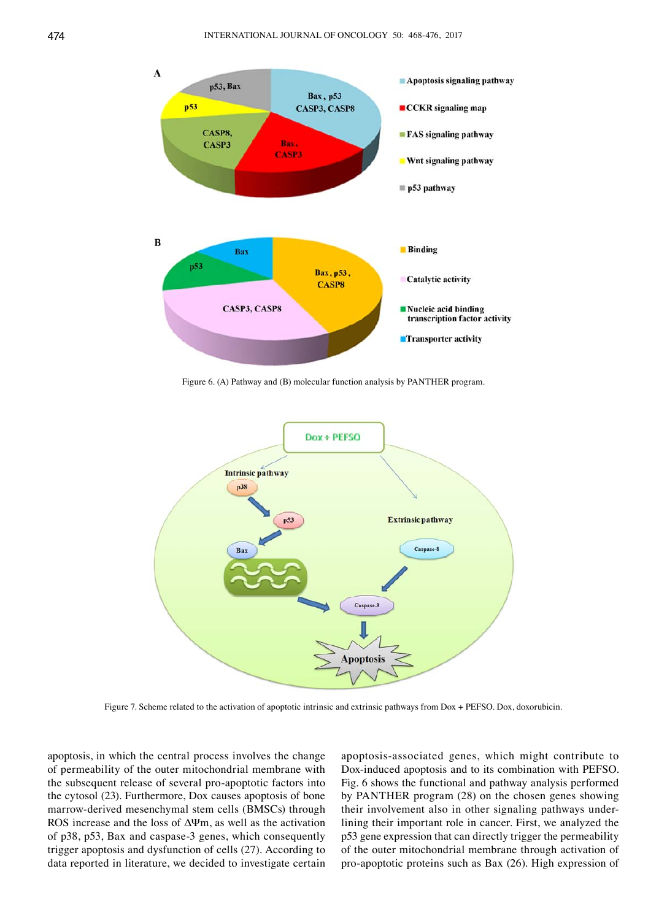Figure 6. (A) Pathway and (B) molecular function analysis by PANTHER program.

Figure 7. Scheme related to the activation of apoptotic intrinsic and extrinsic pathways from Dox + PEFSO. Dox, doxorubicin.

apoptosis, in which the central process involves the change of permeability of the outer mitochondrial membrane with the subsequent release of several pro-apoptotic factors into the cytosol (23). Furthermore, Dox causes apoptosis of bone marrow-derived mesenchymal stem cells (BMSCs) through ROS increase and the loss of ΔΨm, as well as the activation of p38, p53, Bax and caspase-3 genes, which consequently trigger apoptosis and dysfunction of cells (27). According to data reported in literature, we decided to investigate certain apoptosis-associated genes, which might contribute to Dox-induced apoptosis and to its combination with PEFSO. Fig. 6 shows the functional and pathway analysis performed by PANTHER program (28) on the chosen genes showing their involvement also in other signaling pathways underlining their important role in cancer. First, we analyzed the p53 gene expression that can directly trigger the permeability of the outer mitochondrial membrane through activation of pro-apoptotic proteins such as Bax (26). High expression of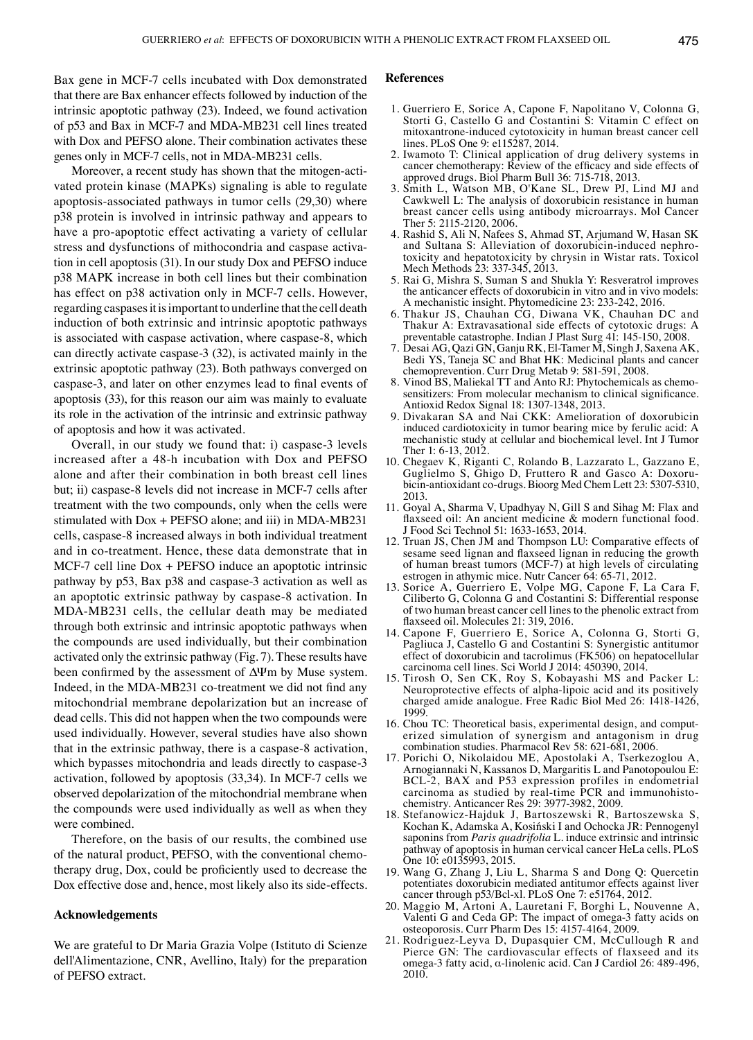Bax gene in MCF-7 cells incubated with Dox demonstrated that there are Bax enhancer effects followed by induction of the intrinsic apoptotic pathway (23). Indeed, we found activation of p53 and Bax in MCF-7 and MDA-MB231 cell lines treated with Dox and PEFSO alone. Their combination activates these genes only in MCF-7 cells, not in MDA-MB231 cells.

Moreover, a recent study has shown that the mitogen-activated protein kinase (MAPKs) signaling is able to regulate apoptosis-associated pathways in tumor cells (29,30) where p38 protein is involved in intrinsic pathway and appears to have a pro-apoptotic effect activating a variety of cellular stress and dysfunctions of mithocondria and caspase activation in cell apoptosis (31). In our study Dox and PEFSO induce p38 MAPK increase in both cell lines but their combination has effect on p38 activation only in MCF-7 cells. However, regarding caspases it is important to underline that the cell death induction of both extrinsic and intrinsic apoptotic pathways is associated with caspase activation, where caspase-8, which can directly activate caspase-3 (32), is activated mainly in the extrinsic apoptotic pathway (23). Both pathways converged on caspase-3, and later on other enzymes lead to final events of apoptosis (33), for this reason our aim was mainly to evaluate its role in the activation of the intrinsic and extrinsic pathway of apoptosis and how it was activated.

Overall, in our study we found that: i) caspase-3 levels increased after a 48-h incubation with Dox and PEFSO alone and after their combination in both breast cell lines but; ii) caspase-8 levels did not increase in MCF-7 cells after treatment with the two compounds, only when the cells were stimulated with Dox + PEFSO alone; and iii) in MDA-MB231 cells, caspase-8 increased always in both individual treatment and in co-treatment. Hence, these data demonstrate that in MCF-7 cell line Dox + PEFSO induce an apoptotic intrinsic pathway by p53, Bax p38 and caspase-3 activation as well as an apoptotic extrinsic pathway by caspase-8 activation. In MDA-MB231 cells, the cellular death may be mediated through both extrinsic and intrinsic apoptotic pathways when the compounds are used individually, but their combination activated only the extrinsic pathway (Fig. 7). These results have been confirmed by the assessment of $\Delta\Psi$m by Muse system. Indeed, in the MDA-MB231 co-treatment we did not find any mitochondrial membrane depolarization but an increase of dead cells. This did not happen when the two compounds were used individually. However, several studies have also shown that in the extrinsic pathway, there is a caspase-8 activation, which bypasses mitochondria and leads directly to caspase-3 activation, followed by apoptosis (33,34). In MCF-7 cells we observed depolarization of the mitochondrial membrane when the compounds were used individually as well as when they were combined.

Therefore, on the basis of our results, the combined use of the natural product, PEFSO, with the conventional chemotherapy drug, Dox, could be proficiently used to decrease the Dox effective dose and, hence, most likely also its side-effects.

## Acknowledgements

We are grateful to Dr Maria Grazia Volpe (Istituto di Scienze dell'Alimentazione, CNR, Avellino, Italy) for the preparation of PEFSO extract.

## References

1. Guerriero E, Sorice A, Capone F, Napolitano V, Colonna G, Storti G, Castello G and Costantini S: Vitamin C effect on mitoxantrone-induced cytotoxicity in human breast cancer cell lines. PLoS One 9: e115287, 2014.
2. Iwamoto T: Clinical application of drug delivery systems in cancer chemotherapy: Review of the efficacy and side effects of approved drugs. Biol Pharm Bull 36: 715-718, 2013.
3. Smith L, Watson MB, O'Kane SL, Drew PJ, Lind MJ and Cawkwell L: The analysis of doxorubicin resistance in human breast cancer cells using antibody microarrays. Mol Cancer Ther 5: 2115-2120, 2006.
4. Rashid S, Ali N, Nafees S, Ahmad ST, Arjumand W, Hasan SK and Sultana S: Alleviation of doxorubicin-induced nephrotoxicity and hepatotoxicity by chrysin in Wistar rats. Toxicol Mech Methods 23: 337-345, 2013.
5. Rai G, Mishra S, Suman S and Shukla Y: Resveratrol improves the anticancer effects of doxorubicin in vitro and in vivo models: A mechanistic insight. Phytomedicine 23: 233-242, 2016.
6. Thakur JS, Chauhan CG, Diwana VK, Chauhan DC and Thakur A: Extravasational side effects of cytotoxic drugs: A preventable catastrophe. Indian J Plast Surg 41: 145-150, 2008.
7. Desai AG, Qazi GN, Ganju RK, El-Tamer M, Singh J, Saxena AK, Bedi YS, Taneja SC and Bhat HK: Medicinal plants and cancer chemoprevention. Curr Drug Metab 9: 581-591, 2008.
8. Vinod BS, Maliekal TT and Anto RJ: Phytochemicals as chemosensitizers: From molecular mechanism to clinical significance. Antioxid Redox Signal 18: 1307-1348, 2013.
9. Divakaran SA and Nai CKK: Amelioration of doxorubicin induced cardiotoxicity in tumor bearing mice by ferulic acid: A mechanistic study at cellular and biochemical level. Int J Tumor Ther 1: 6-13, 2012.
10. Chegaev K, Riganti C, Rolando B, Lazzarato L, Gazzano E, Guglielmo S, Ghigo D, Fruttero R and Gasco A: Doxorubicin-antioxidant co-drugs. Bioorg Med Chem Lett 23: 5307-5310, 2013.
11. Goyal A, Sharma V, Upadhyay N, Gill S and Sihag M: Flax and flaxseed oil: An ancient medicine & modern functional food. J Food Sci Technol 51: 1633-1653, 2014.
12. Truan JS, Chen JM and Thompson LU: Comparative effects of sesame seed lignan and flaxseed lignan in reducing the growth of human breast tumors (MCF-7) at high levels of circulating estrogen in athymic mice. Nutr Cancer 64: 65-71, 2012.
13. Sorice A, Guerriero E, Volpe MG, Capone F, La Cara F, Ciliberto G, Colonna G and Costantini S: Differential response of two human breast cancer cell lines to the phenolic extract from flaxseed oil. Molecules 21: 319, 2016.
14. Capone F, Guerriero E, Sorice A, Colonna G, Storti G, Pagliuca J, Castello G and Costantini S: Synergistic antitumor effect of doxorubicin and tacrolimus (FK506) on hepatocellular carcinoma cell lines. Sci World J 2014: 450390, 2014.
15. Tirosh O, Sen CK, Roy S, Kobayashi MS and Packer L: Neuroprotective effects of alpha-lipoic acid and its positively charged amide analogue. Free Radic Biol Med 26: 1418-1426, 1999.
16. Chou TC: Theoretical basis, experimental design, and computerized simulation of synergism and antagonism in drug combination studies. Pharmacol Rev 58: 621-681, 2006.
17. Porichi O, Nikolaidou ME, Apostolaki A, Tserkezoglou A, Arnogiannaki N, Kassanos D, Margaritis L and Panotopoulou E: BCL-2, BAX and P53 expression profiles in endometrial carcinoma as studied by real-time PCR and immunohistochemistry. Anticancer Res 29: 3977-3982, 2009.
18. Stefanowicz-Hajduk J, Bartoszewski R, Bartoszewska S, Kochan K, Adamska A, Kosiński I and Ochocka JR: Pennogenyl saponins from *Paris quadrifolia* L. induce extrinsic and intrinsic pathway of apoptosis in human cervical cancer HeLa cells. PLoS One 10: e0135993, 2015.
19. Wang G, Zhang J, Liu L, Sharma S and Dong Q: Quercetin potentiates doxorubicin mediated antitumor effects against liver cancer through p53/Bcl-xl. PLoS One 7: e51764, 2012.
20. Maggio M, Artoni A, Lauretani F, Borghi L, Nouvenne A, Valenti G and Ceda GP: The impact of omega-3 fatty acids on osteoporosis. Curr Pharm Des 15: 4157-4164, 2009.
21. Rodriguez-Leyva D, Dupasquier CM, McCullough R and Pierce GN: The cardiovascular effects of flaxseed and its omega-3 fatty acid, $\alpha$-linolenic acid. Can J Cardiol 26: 489-496, 2010.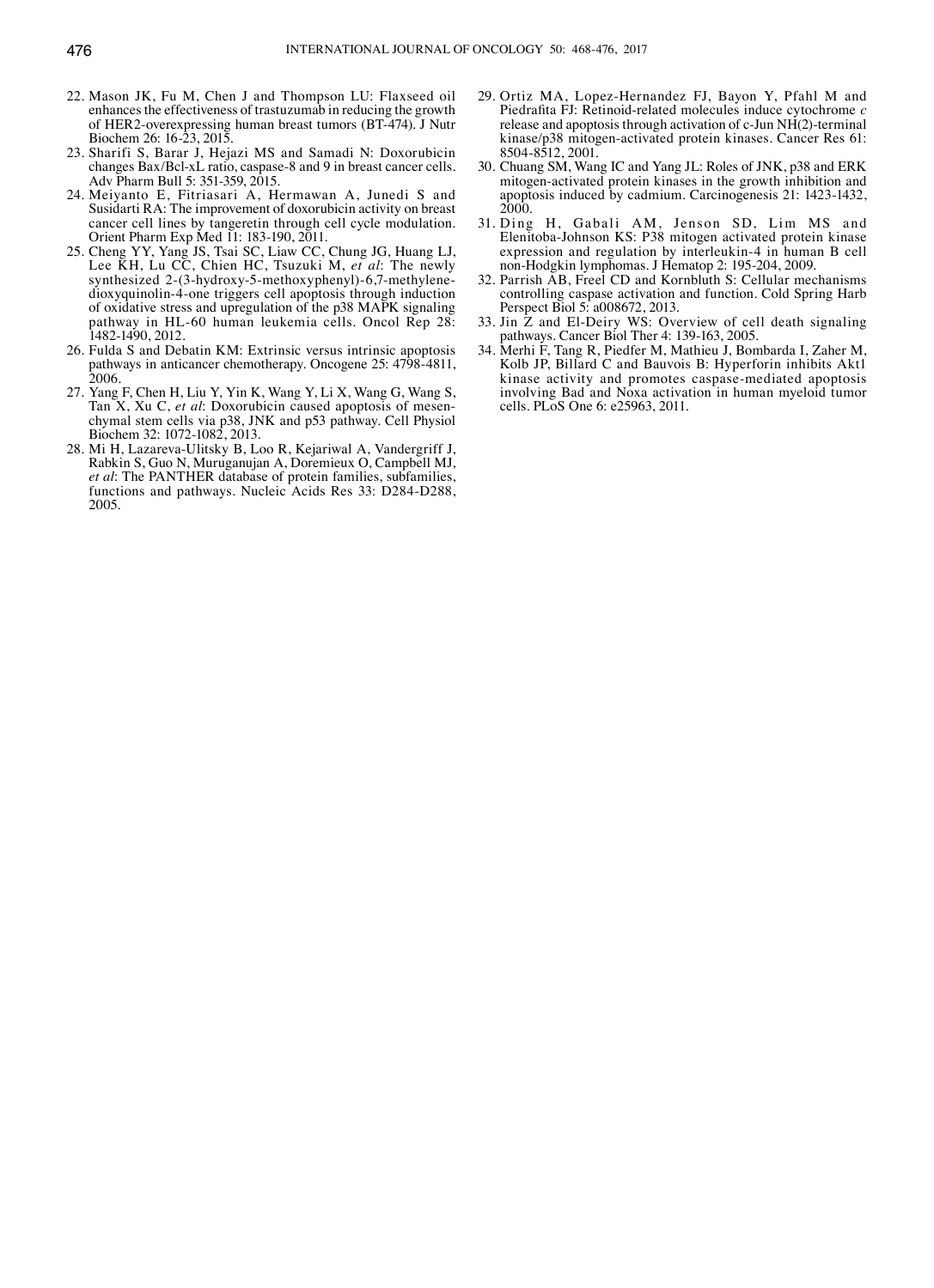22. Mason JK, Fu M, Chen J and Thompson LU: Flaxseed oil enhances the effectiveness of trastuzumab in reducing the growth of HER2-overexpressing human breast tumors (BT-474). J Nutr Biochem 26: 16-23, 2015.
23. Sharifi S, Barar J, Hejazi MS and Samadi N: Doxorubicin changes Bax/Bcl-xL ratio, caspase-8 and 9 in breast cancer cells. Adv Pharm Bull 5: 351-359, 2015.
24. Meiyanto E, Fitriasari A, Hermawan A, Junedi S and Susidarti RA: The improvement of doxorubicin activity on breast cancer cell lines by tangeretin through cell cycle modulation. Orient Pharm Exp Med 11: 183-190, 2011.
25. Cheng YY, Yang JS, Tsai SC, Liaw CC, Chung JG, Huang LJ, Lee KH, Lu CC, Chien HC, Tsuzuki M, *et al*: The newly synthesized 2-(3-hydroxy-5-methoxyphenyl)-6,7-methylenedioxyquinolin-4-one triggers cell apoptosis through induction of oxidative stress and upregulation of the p38 MAPK signaling pathway in HL-60 human leukemia cells. Oncol Rep 28: 1482-1490, 2012.
26. Fulda S and Debatin KM: Extrinsic versus intrinsic apoptosis pathways in anticancer chemotherapy. Oncogene 25: 4798-4811, 2006.
27. Yang F, Chen H, Liu Y, Yin K, Wang Y, Li X, Wang G, Wang S, Tan X, Xu C, *et al*: Doxorubicin caused apoptosis of mesenchymal stem cells via p38, JNK and p53 pathway. Cell Physiol Biochem 32: 1072-1082, 2013.
28. Mi H, Lazareva-Ulitsky B, Loo R, Kejariwal A, Vandergriff J, Rabkin S, Guo N, Muruganujan A, Doremieux O, Campbell MJ, *et al*: The PANTHER database of protein families, subfamilies, functions and pathways. Nucleic Acids Res 33: D284-D288, 2005.
29. Ortiz MA, Lopez-Hernandez FJ, Bayon Y, Pfahl M and Piedrafita FJ: Retinoid-related molecules induce cytochrome *c* release and apoptosis through activation of c-Jun NH(2)-terminal kinase/p38 mitogen-activated protein kinases. Cancer Res 61: 8504-8512, 2001.
30. Chuang SM, Wang IC and Yang JL: Roles of JNK, p38 and ERK mitogen-activated protein kinases in the growth inhibition and apoptosis induced by cadmium. Carcinogenesis 21: 1423-1432, 2000.
31. Ding H, Gabali AM, Jenson SD, Lim MS and Elenitoba-Johnson KS: P38 mitogen activated protein kinase expression and regulation by interleukin-4 in human B cell non-Hodgkin lymphomas. J Hematop 2: 195-204, 2009.
32. Parrish AB, Freel CD and Kornbluth S: Cellular mechanisms controlling caspase activation and function. Cold Spring Harb Perspect Biol 5: a008672, 2013.
33. Jin Z and El-Deiry WS: Overview of cell death signaling pathways. Cancer Biol Ther 4: 139-163, 2005.
34. Merhi F, Tang R, Piedfer M, Mathieu J, Bombarda I, Zaher M, Kolb JP, Billard C and Bauvois B: Hyperforin inhibits Akt1 kinase activity and promotes caspase-mediated apoptosis involving Bad and Noxa activation in human myeloid tumor cells. PLoS One 6: e25963, 2011.